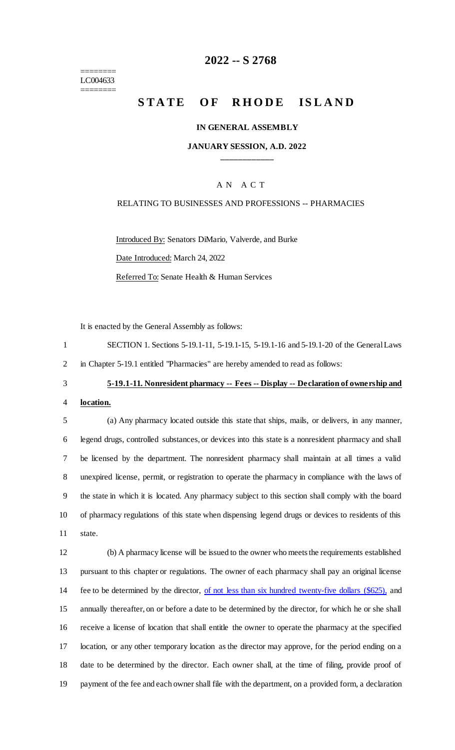========
LC004633
========

# 2022 -- S 2768

# STATE OF RHODE ISLAND

**IN GENERAL ASSEMBLY**

**JANUARY SESSION, A.D. 2022**

A N A C T

RELATING TO BUSINESSES AND PROFESSIONS -- PHARMACIES

Introduced By: Senators DiMario, Valverde, and Burke

Date Introduced: March 24, 2022

Referred To: Senate Health & Human Services

It is enacted by the General Assembly as follows:

SECTION 1. Sections 5-19.1-11, 5-19.1-15, 5-19.1-16 and 5-19.1-20 of the General Laws in Chapter 5-19.1 entitled "Pharmacies" are hereby amended to read as follows:

**5-19.1-11. Nonresident pharmacy -- Fees -- Display -- Declaration of ownership and location.**

(a) Any pharmacy located outside this state that ships, mails, or delivers, in any manner, legend drugs, controlled substances, or devices into this state is a nonresident pharmacy and shall be licensed by the department. The nonresident pharmacy shall maintain at all times a valid unexpired license, permit, or registration to operate the pharmacy in compliance with the laws of the state in which it is located. Any pharmacy subject to this section shall comply with the board of pharmacy regulations of this state when dispensing legend drugs or devices to residents of this state.

(b) A pharmacy license will be issued to the owner who meets the requirements established pursuant to this chapter or regulations. The owner of each pharmacy shall pay an original license fee to be determined by the director, of not less than six hundred twenty-five dollars ($625), and annually thereafter, on or before a date to be determined by the director, for which he or she shall receive a license of location that shall entitle the owner to operate the pharmacy at the specified location, or any other temporary location as the director may approve, for the period ending on a date to be determined by the director. Each owner shall, at the time of filing, provide proof of payment of the fee and each owner shall file with the department, on a provided form, a declaration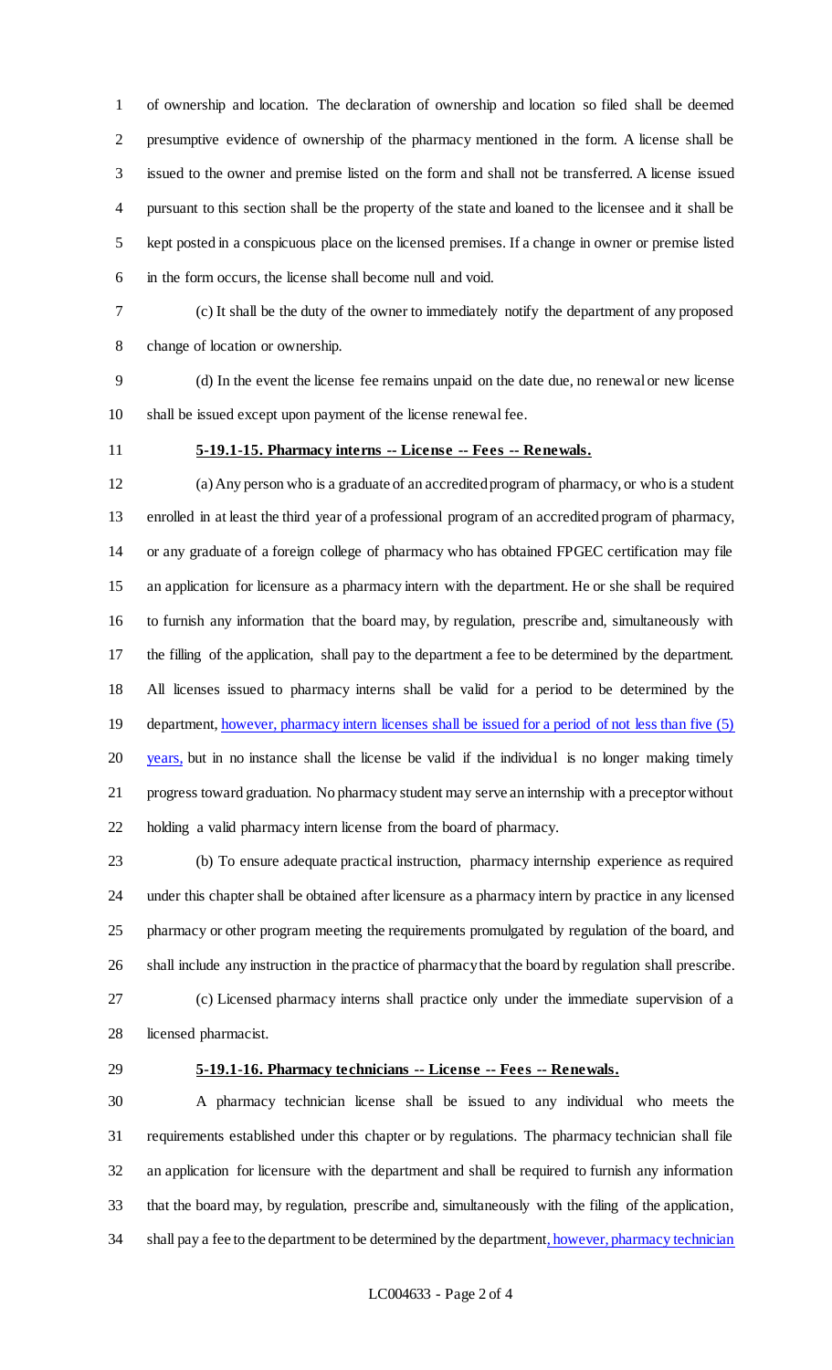of ownership and location. The declaration of ownership and location so filed shall be deemed presumptive evidence of ownership of the pharmacy mentioned in the form. A license shall be issued to the owner and premise listed on the form and shall not be transferred. A license issued pursuant to this section shall be the property of the state and loaned to the licensee and it shall be kept posted in a conspicuous place on the licensed premises. If a change in owner or premise listed in the form occurs, the license shall become null and void.

(c) It shall be the duty of the owner to immediately notify the department of any proposed change of location or ownership.

(d) In the event the license fee remains unpaid on the date due, no renewal or new license shall be issued except upon payment of the license renewal fee.

**5-19.1-15. Pharmacy interns -- License -- Fees -- Renewals.**

(a) Any person who is a graduate of an accredited program of pharmacy, or who is a student enrolled in at least the third year of a professional program of an accredited program of pharmacy, or any graduate of a foreign college of pharmacy who has obtained FPGEC certification may file an application for licensure as a pharmacy intern with the department. He or she shall be required to furnish any information that the board may, by regulation, prescribe and, simultaneously with the filling of the application, shall pay to the department a fee to be determined by the department. All licenses issued to pharmacy interns shall be valid for a period to be determined by the department, however, pharmacy intern licenses shall be issued for a period of not less than five (5) years, but in no instance shall the license be valid if the individual is no longer making timely progress toward graduation. No pharmacy student may serve an internship with a preceptor without holding a valid pharmacy intern license from the board of pharmacy.

(b) To ensure adequate practical instruction, pharmacy internship experience as required under this chapter shall be obtained after licensure as a pharmacy intern by practice in any licensed pharmacy or other program meeting the requirements promulgated by regulation of the board, and shall include any instruction in the practice of pharmacy that the board by regulation shall prescribe.

(c) Licensed pharmacy interns shall practice only under the immediate supervision of a licensed pharmacist.

**5-19.1-16. Pharmacy technicians -- License -- Fees -- Renewals.**

A pharmacy technician license shall be issued to any individual who meets the requirements established under this chapter or by regulations. The pharmacy technician shall file an application for licensure with the department and shall be required to furnish any information that the board may, by regulation, prescribe and, simultaneously with the filing of the application, shall pay a fee to the department to be determined by the department, however, pharmacy technician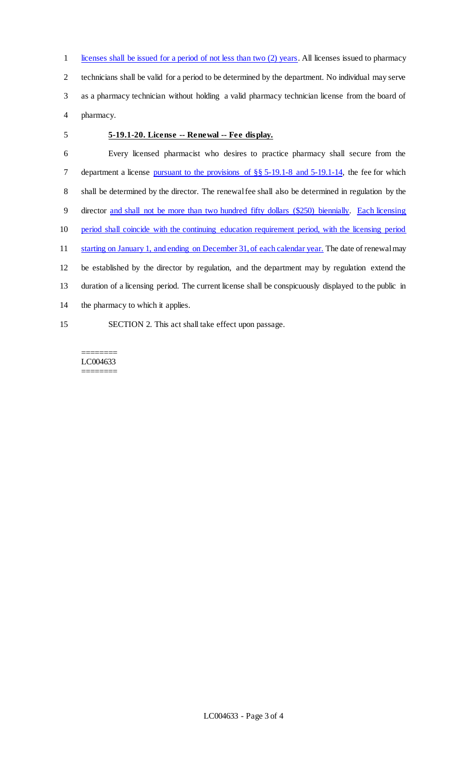licenses shall be issued for a period of not less than two (2) years. All licenses issued to pharmacy technicians shall be valid for a period to be determined by the department. No individual may serve as a pharmacy technician without holding a valid pharmacy technician license from the board of pharmacy.

**5-19.1-20. License -- Renewal -- Fee display.**

Every licensed pharmacist who desires to practice pharmacy shall secure from the department a license pursuant to the provisions of §§ 5-19.1-8 and 5-19.1-14, the fee for which shall be determined by the director. The renewal fee shall also be determined in regulation by the director and shall not be more than two hundred fifty dollars ($250) biennially. Each licensing period shall coincide with the continuing education requirement period, with the licensing period starting on January 1, and ending on December 31, of each calendar year. The date of renewal may be established by the director by regulation, and the department may by regulation extend the duration of a licensing period. The current license shall be conspicuously displayed to the public in the pharmacy to which it applies.

SECTION 2. This act shall take effect upon passage.

========
LC004633
========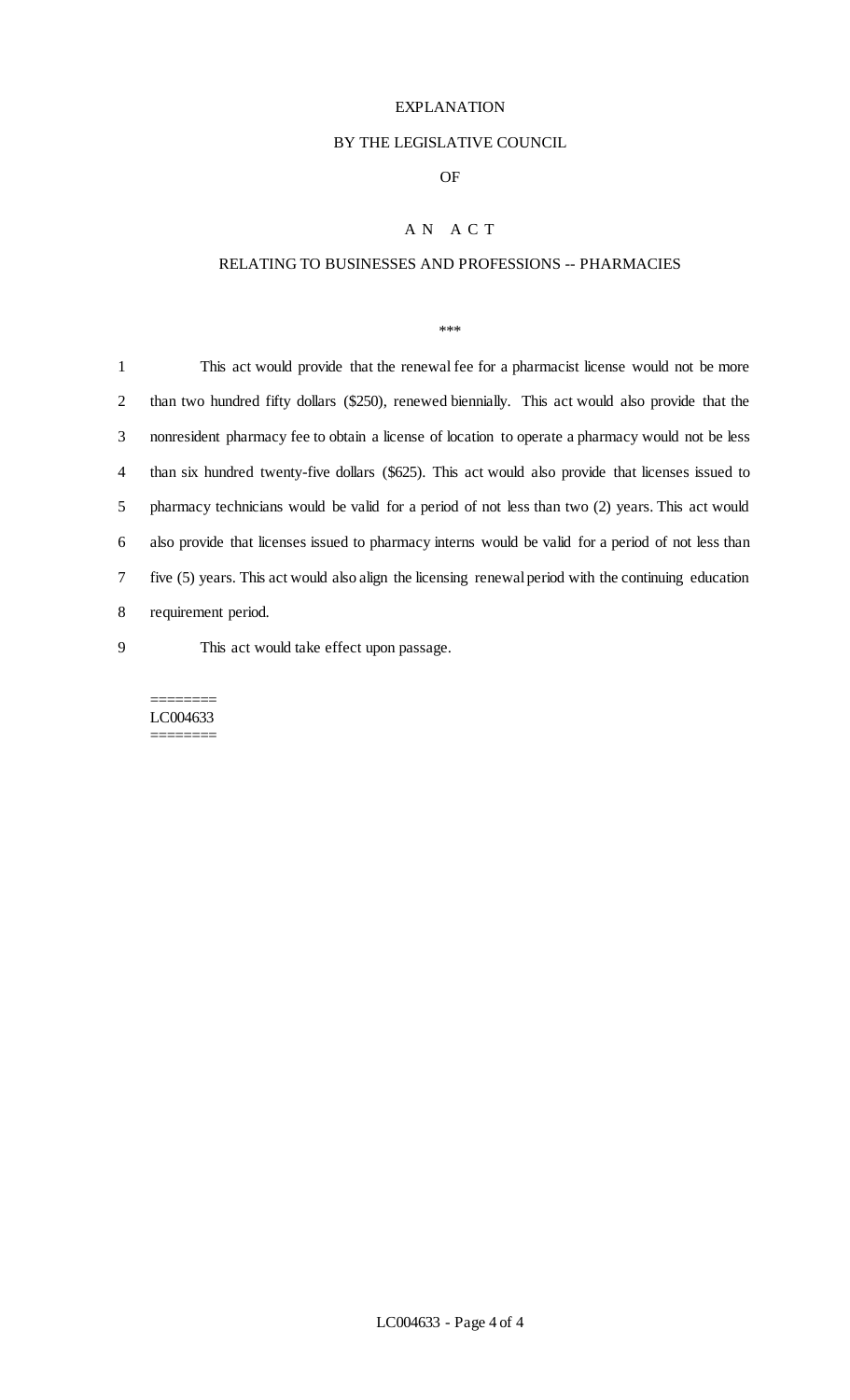EXPLANATION

BY THE LEGISLATIVE COUNCIL

OF

A N A C T

RELATING TO BUSINESSES AND PROFESSIONS -- PHARMACIES

\*\*\*

This act would provide that the renewal fee for a pharmacist license would not be more than two hundred fifty dollars ($250), renewed biennially. This act would also provide that the nonresident pharmacy fee to obtain a license of location to operate a pharmacy would not be less than six hundred twenty-five dollars ($625). This act would also provide that licenses issued to pharmacy technicians would be valid for a period of not less than two (2) years. This act would also provide that licenses issued to pharmacy interns would be valid for a period of not less than five (5) years. This act would also align the licensing renewal period with the continuing education requirement period.

This act would take effect upon passage.

========
LC004633
========